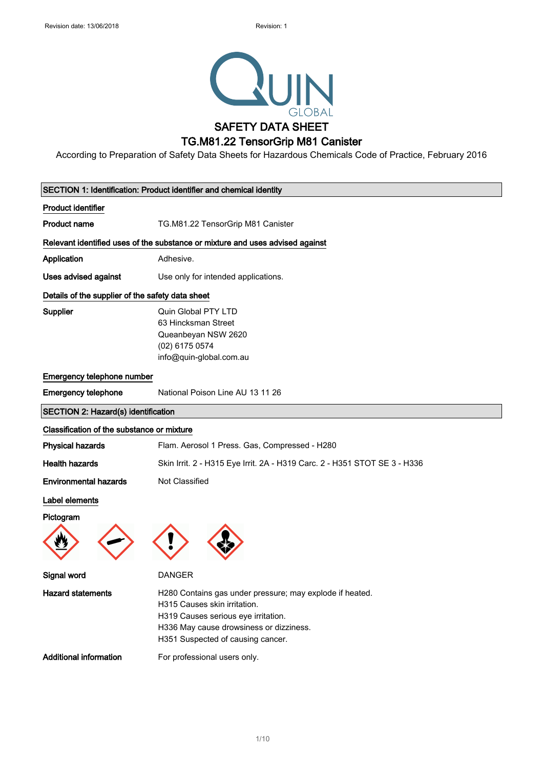Revision date: 13/06/2018 Revision: 1

QUIN GLOBAL

# SAFETY DATA SHEET

# TG.M81.22 TensorGrip M81 Canister

According to Preparation of Safety Data Sheets for Hazardous Chemicals Code of Practice, February 2016

## SECTION 1: Identification: Product identifier and chemical identity

### Product identifier

**Product name** TG.M81.22 TensorGrip M81 Canister

### Relevant identified uses of the substance or mixture and uses advised against

**Application** Adhesive.

**Uses advised against** Use only for intended applications.

### Details of the supplier of the safety data sheet

**Supplier** Quin Global PTY LTD
63 Hincksman Street
Queanbeyan NSW 2620
(02) 6175 0574
info@quin-global.com.au

### Emergency telephone number

**Emergency telephone** National Poison Line AU 13 11 26

## SECTION 2: Hazard(s) identification

### Classification of the substance or mixture

**Physical hazards** Flam. Aerosol 1 Press. Gas, Compressed - H280

**Health hazards** Skin Irrit. 2 - H315 Eye Irrit. 2A - H319 Carc. 2 - H351 STOT SE 3 - H336

**Environmental hazards** Not Classified

### Label elements

**Pictogram**

**Signal word** DANGER

**Hazard statements** H280 Contains gas under pressure; may explode if heated.
H315 Causes skin irritation.
H319 Causes serious eye irritation.
H336 May cause drowsiness or dizziness.
H351 Suspected of causing cancer.

**Additional information** For professional users only.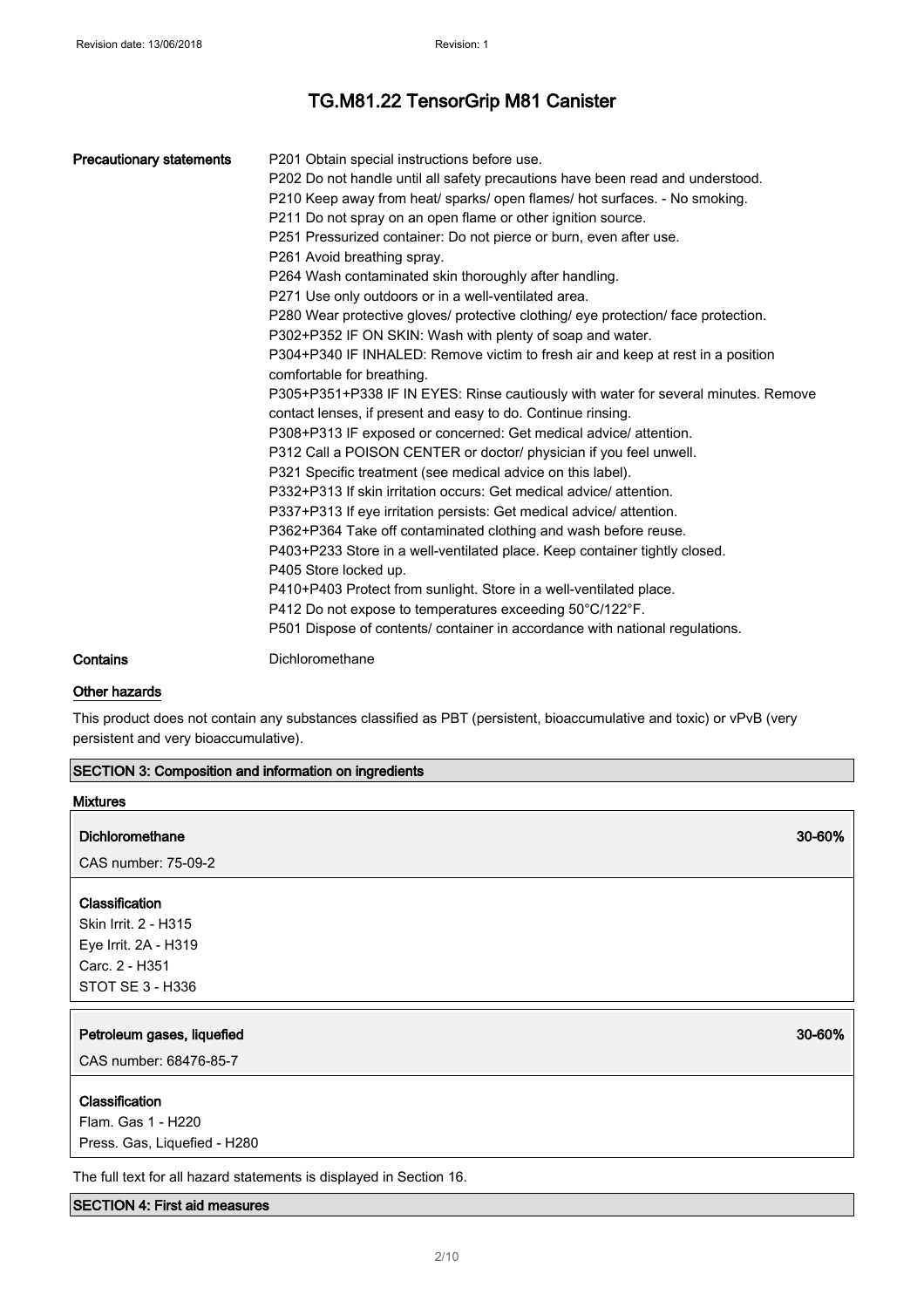**Precautionary statements**

P201 Obtain special instructions before use.
P202 Do not handle until all safety precautions have been read and understood.
P210 Keep away from heat/ sparks/ open flames/ hot surfaces. - No smoking.
P211 Do not spray on an open flame or other ignition source.
P251 Pressurized container: Do not pierce or burn, even after use.
P261 Avoid breathing spray.
P264 Wash contaminated skin thoroughly after handling.
P271 Use only outdoors or in a well-ventilated area.
P280 Wear protective gloves/ protective clothing/ eye protection/ face protection.
P302+P352 IF ON SKIN: Wash with plenty of soap and water.
P304+P340 IF INHALED: Remove victim to fresh air and keep at rest in a position comfortable for breathing.
P305+P351+P338 IF IN EYES: Rinse cautiously with water for several minutes. Remove contact lenses, if present and easy to do. Continue rinsing.
P308+P313 IF exposed or concerned: Get medical advice/ attention.
P312 Call a POISON CENTER or doctor/ physician if you feel unwell.
P321 Specific treatment (see medical advice on this label).
P332+P313 If skin irritation occurs: Get medical advice/ attention.
P337+P313 If eye irritation persists: Get medical advice/ attention.
P362+P364 Take off contaminated clothing and wash before reuse.
P403+P233 Store in a well-ventilated place. Keep container tightly closed.
P405 Store locked up.
P410+P403 Protect from sunlight. Store in a well-ventilated place.
P412 Do not expose to temperatures exceeding 50°C/122°F.
P501 Dispose of contents/ container in accordance with national regulations.

**Contains** Dichloromethane

**Other hazards**

This product does not contain any substances classified as PBT (persistent, bioaccumulative and toxic) or vPvB (very persistent and very bioaccumulative).

## SECTION 3: Composition and information on ingredients

**Mixtures**

**Dichloromethane** 30-60%

CAS number: 75-09-2

**Classification**
Skin Irrit. 2 - H315
Eye Irrit. 2A - H319
Carc. 2 - H351
STOT SE 3 - H336

**Petroleum gases, liquefied** 30-60%

CAS number: 68476-85-7

**Classification**
Flam. Gas 1 - H220
Press. Gas, Liquefied - H280

The full text for all hazard statements is displayed in Section 16.

## SECTION 4: First aid measures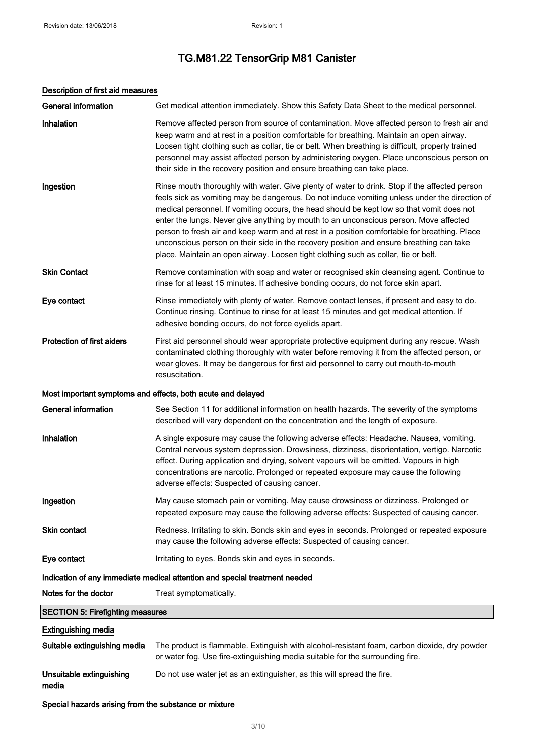# TG.M81.22 TensorGrip M81 Canister

### Description of first aid measures

**General information** Get medical attention immediately. Show this Safety Data Sheet to the medical personnel.

**Inhalation** Remove affected person from source of contamination. Move affected person to fresh air and keep warm and at rest in a position comfortable for breathing. Maintain an open airway. Loosen tight clothing such as collar, tie or belt. When breathing is difficult, properly trained personnel may assist affected person by administering oxygen. Place unconscious person on their side in the recovery position and ensure breathing can take place.

**Ingestion** Rinse mouth thoroughly with water. Give plenty of water to drink. Stop if the affected person feels sick as vomiting may be dangerous. Do not induce vomiting unless under the direction of medical personnel. If vomiting occurs, the head should be kept low so that vomit does not enter the lungs. Never give anything by mouth to an unconscious person. Move affected person to fresh air and keep warm and at rest in a position comfortable for breathing. Place unconscious person on their side in the recovery position and ensure breathing can take place. Maintain an open airway. Loosen tight clothing such as collar, tie or belt.

**Skin Contact** Remove contamination with soap and water or recognised skin cleansing agent. Continue to rinse for at least 15 minutes. If adhesive bonding occurs, do not force skin apart.

**Eye contact** Rinse immediately with plenty of water. Remove contact lenses, if present and easy to do. Continue rinsing. Continue to rinse for at least 15 minutes and get medical attention. If adhesive bonding occurs, do not force eyelids apart.

**Protection of first aiders** First aid personnel should wear appropriate protective equipment during any rescue. Wash contaminated clothing thoroughly with water before removing it from the affected person, or wear gloves. It may be dangerous for first aid personnel to carry out mouth-to-mouth resuscitation.

### Most important symptoms and effects, both acute and delayed

**General information** See Section 11 for additional information on health hazards. The severity of the symptoms described will vary dependent on the concentration and the length of exposure.

**Inhalation** A single exposure may cause the following adverse effects: Headache. Nausea, vomiting. Central nervous system depression. Drowsiness, dizziness, disorientation, vertigo. Narcotic effect. During application and drying, solvent vapours will be emitted. Vapours in high concentrations are narcotic. Prolonged or repeated exposure may cause the following adverse effects: Suspected of causing cancer.

**Ingestion** May cause stomach pain or vomiting. May cause drowsiness or dizziness. Prolonged or repeated exposure may cause the following adverse effects: Suspected of causing cancer.

**Skin contact** Redness. Irritating to skin. Bonds skin and eyes in seconds. Prolonged or repeated exposure may cause the following adverse effects: Suspected of causing cancer.

**Eye contact** Irritating to eyes. Bonds skin and eyes in seconds.

### Indication of any immediate medical attention and special treatment needed

**Notes for the doctor** Treat symptomatically.

## SECTION 5: Firefighting measures

### Extinguishing media

**Suitable extinguishing media** The product is flammable. Extinguish with alcohol-resistant foam, carbon dioxide, dry powder or water fog. Use fire-extinguishing media suitable for the surrounding fire.

**Unsuitable extinguishing media** Do not use water jet as an extinguisher, as this will spread the fire.

### Special hazards arising from the substance or mixture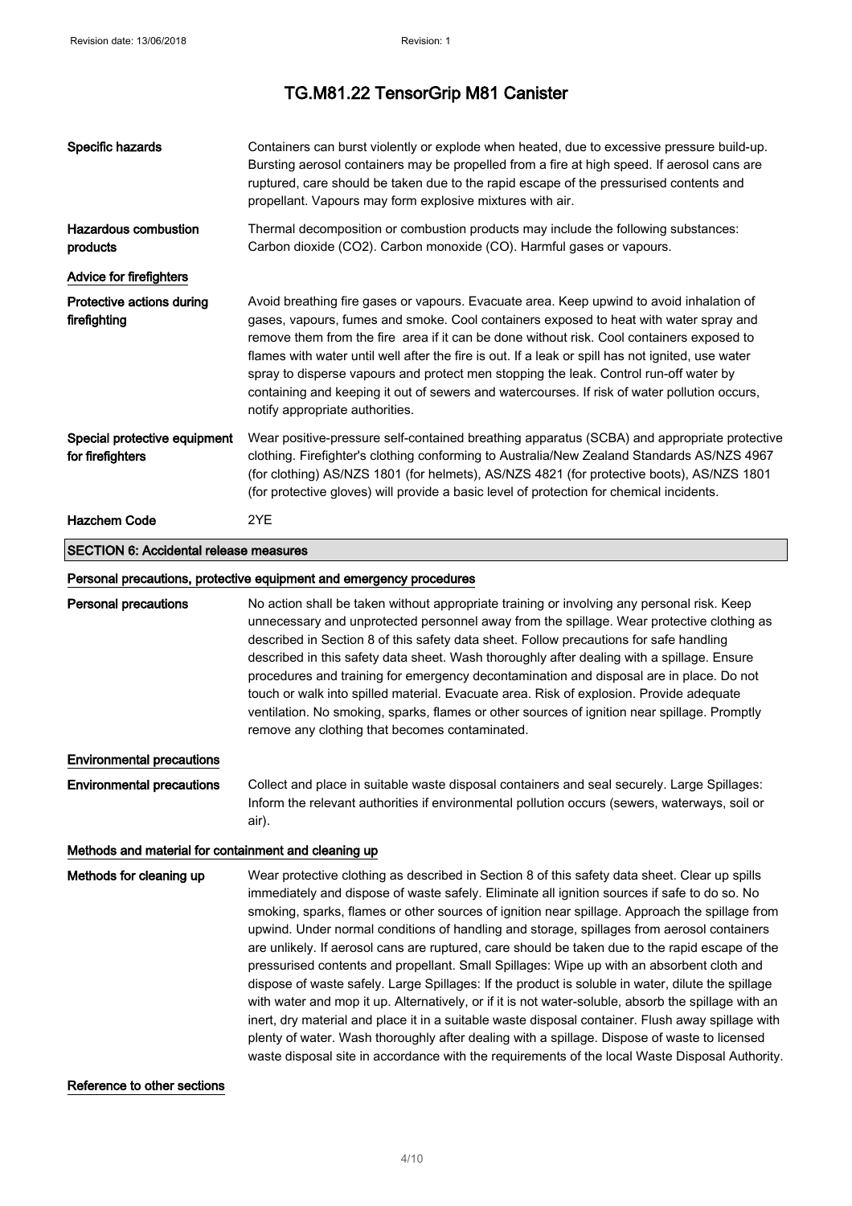| | |
|---|---|
| **Specific hazards** | Containers can burst violently or explode when heated, due to excessive pressure build-up. Bursting aerosol containers may be propelled from a fire at high speed. If aerosol cans are ruptured, care should be taken due to the rapid escape of the pressurised contents and propellant. Vapours may form explosive mixtures with air. |
| **Hazardous combustion products** | Thermal decomposition or combustion products may include the following substances: Carbon dioxide ($CO_2$). Carbon monoxide (CO). Harmful gases or vapours. |

**Advice for firefighters**

| | |
|---|---|
| **Protective actions during firefighting** | Avoid breathing fire gases or vapours. Evacuate area. Keep upwind to avoid inhalation of gases, vapours, fumes and smoke. Cool containers exposed to heat with water spray and remove them from the fire area if it can be done without risk. Cool containers exposed to flames with water until well after the fire is out. If a leak or spill has not ignited, use water spray to disperse vapours and protect men stopping the leak. Control run-off water by containing and keeping it out of sewers and watercourses. If risk of water pollution occurs, notify appropriate authorities. |
| **Special protective equipment for firefighters** | Wear positive-pressure self-contained breathing apparatus (SCBA) and appropriate protective clothing. Firefighter's clothing conforming to Australia/New Zealand Standards AS/NZS 4967 (for clothing) AS/NZS 1801 (for helmets), AS/NZS 4821 (for protective boots), AS/NZS 1801 (for protective gloves) will provide a basic level of protection for chemical incidents. |
| **Hazchem Code** | 2YE |

## SECTION 6: Accidental release measures

**Personal precautions, protective equipment and emergency procedures**

| | |
|---|---|
| **Personal precautions** | No action shall be taken without appropriate training or involving any personal risk. Keep unnecessary and unprotected personnel away from the spillage. Wear protective clothing as described in Section 8 of this safety data sheet. Follow precautions for safe handling described in this safety data sheet. Wash thoroughly after dealing with a spillage. Ensure procedures and training for emergency decontamination and disposal are in place. Do not touch or walk into spilled material. Evacuate area. Risk of explosion. Provide adequate ventilation. No smoking, sparks, flames or other sources of ignition near spillage. Promptly remove any clothing that becomes contaminated. |

**Environmental precautions**

| | |
|---|---|
| **Environmental precautions** | Collect and place in suitable waste disposal containers and seal securely. Large Spillages: Inform the relevant authorities if environmental pollution occurs (sewers, waterways, soil or air). |

**Methods and material for containment and cleaning up**

| | |
|---|---|
| **Methods for cleaning up** | Wear protective clothing as described in Section 8 of this safety data sheet. Clear up spills immediately and dispose of waste safely. Eliminate all ignition sources if safe to do so. No smoking, sparks, flames or other sources of ignition near spillage. Approach the spillage from upwind. Under normal conditions of handling and storage, spillages from aerosol containers are unlikely. If aerosol cans are ruptured, care should be taken due to the rapid escape of the pressurised contents and propellant. Small Spillages: Wipe up with an absorbent cloth and dispose of waste safely. Large Spillages: If the product is soluble in water, dilute the spillage with water and mop it up. Alternatively, or if it is not water-soluble, absorb the spillage with an inert, dry material and place it in a suitable waste disposal container. Flush away spillage with plenty of water. Wash thoroughly after dealing with a spillage. Dispose of waste to licensed waste disposal site in accordance with the requirements of the local Waste Disposal Authority. |

**Reference to other sections**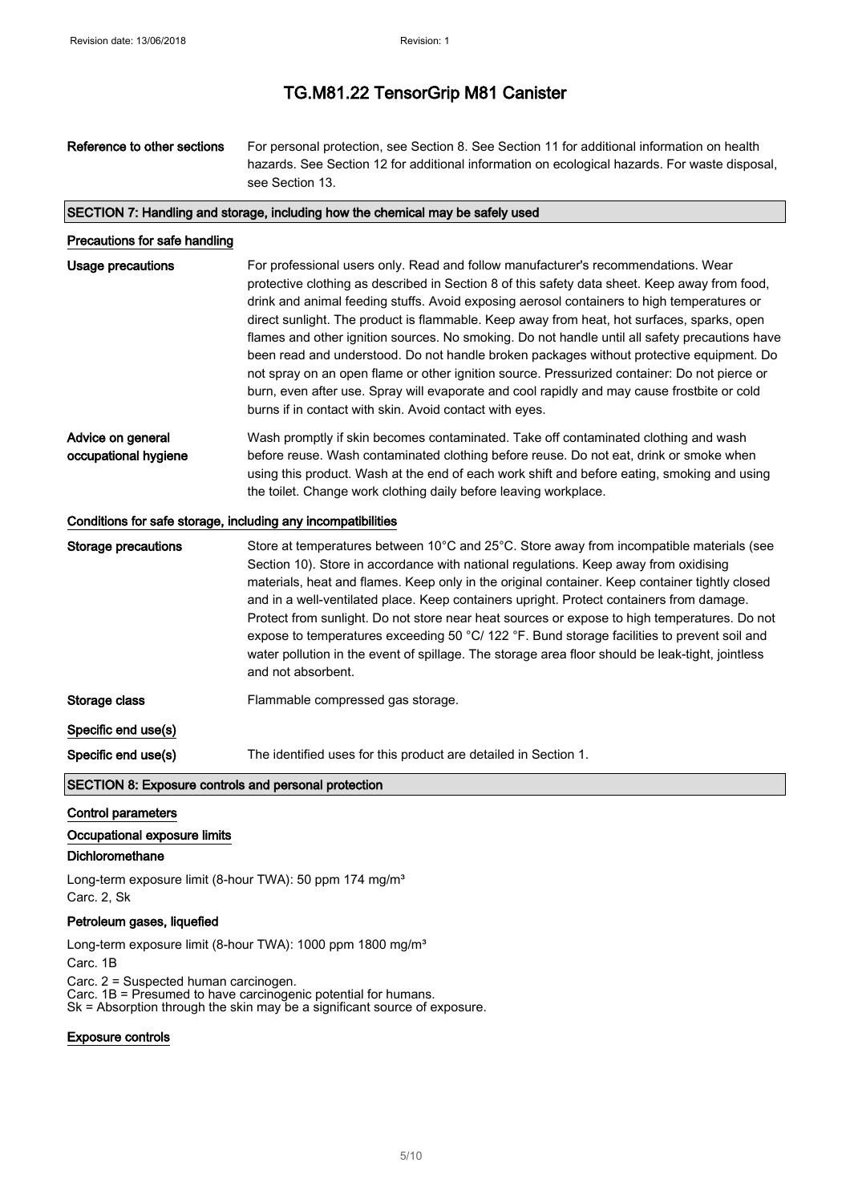| | |
|---|---|
| **Reference to other sections** | For personal protection, see Section 8. See Section 11 for additional information on health hazards. See Section 12 for additional information on ecological hazards. For waste disposal, see Section 13. |

## SECTION 7: Handling and storage, including how the chemical may be safely used

### Precautions for safe handling

| | |
|---|---|
| **Usage precautions** | For professional users only. Read and follow manufacturer's recommendations. Wear protective clothing as described in Section 8 of this safety data sheet. Keep away from food, drink and animal feeding stuffs. Avoid exposing aerosol containers to high temperatures or direct sunlight. The product is flammable. Keep away from heat, hot surfaces, sparks, open flames and other ignition sources. No smoking. Do not handle until all safety precautions have been read and understood. Do not handle broken packages without protective equipment. Do not spray on an open flame or other ignition source. Pressurized container: Do not pierce or burn, even after use. Spray will evaporate and cool rapidly and may cause frostbite or cold burns if in contact with skin. Avoid contact with eyes. |
| **Advice on general occupational hygiene** | Wash promptly if skin becomes contaminated. Take off contaminated clothing and wash before reuse. Wash contaminated clothing before reuse. Do not eat, drink or smoke when using this product. Wash at the end of each work shift and before eating, smoking and using the toilet. Change work clothing daily before leaving workplace. |

### Conditions for safe storage, including any incompatibilities

| | |
|---|---|
| **Storage precautions** | Store at temperatures between 10°C and 25°C. Store away from incompatible materials (see Section 10). Store in accordance with national regulations. Keep away from oxidising materials, heat and flames. Keep only in the original container. Keep container tightly closed and in a well-ventilated place. Keep containers upright. Protect containers from damage. Protect from sunlight. Do not store near heat sources or expose to high temperatures. Do not expose to temperatures exceeding 50 °C/ 122 °F. Bund storage facilities to prevent soil and water pollution in the event of spillage. The storage area floor should be leak-tight, jointless and not absorbent. |
| **Storage class** | Flammable compressed gas storage. |

### Specific end use(s)

| | |
|---|---|
| **Specific end use(s)** | The identified uses for this product are detailed in Section 1. |

## SECTION 8: Exposure controls and personal protection

### Control parameters

### Occupational exposure limits

**Dichloromethane**

Long-term exposure limit (8-hour TWA): 50 ppm 174 mg/m³
Carc. 2, Sk

**Petroleum gases, liquefied**

Long-term exposure limit (8-hour TWA): 1000 ppm 1800 mg/m³
Carc. 1B

Carc. 2 = Suspected human carcinogen.
Carc. 1B = Presumed to have carcinogenic potential for humans.
Sk = Absorption through the skin may be a significant source of exposure.

### Exposure controls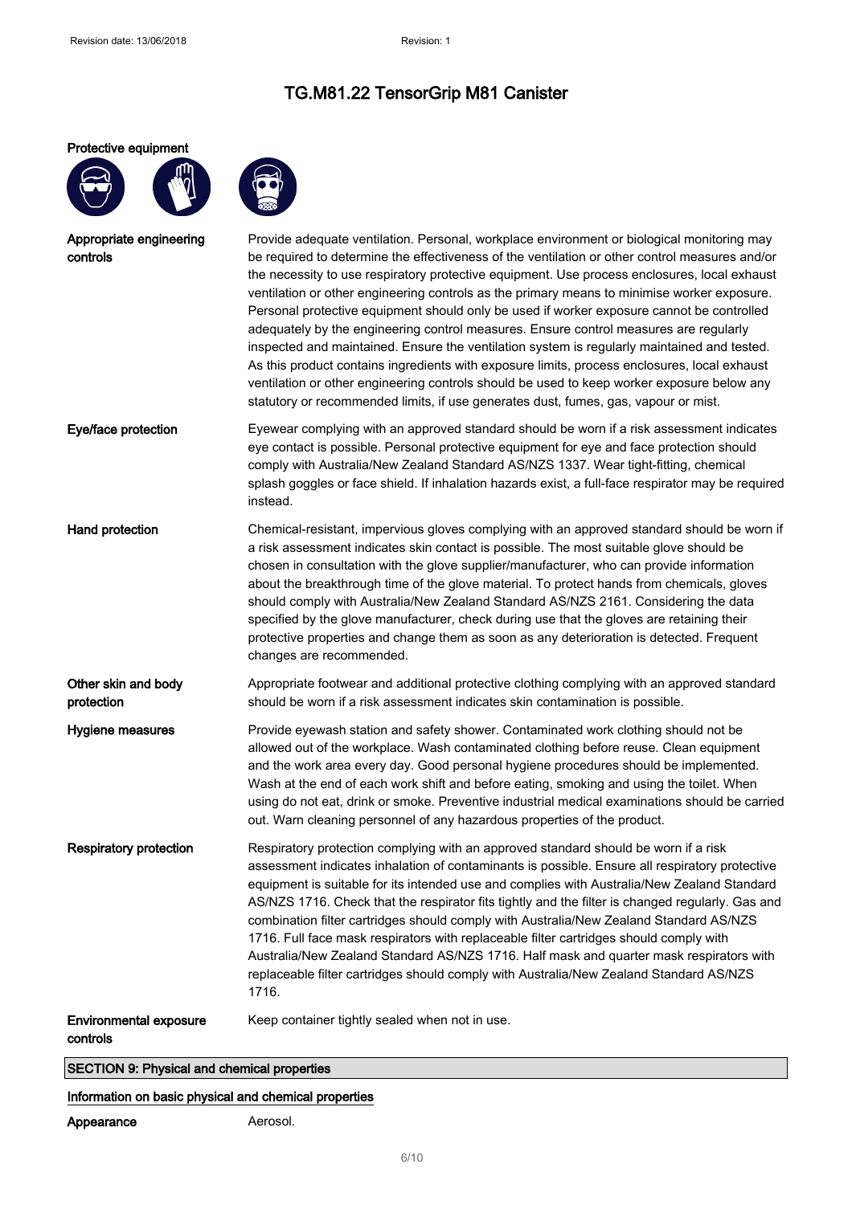# TG.M81.22 TensorGrip M81 Canister

**Protective equipment**

**Appropriate engineering controls**

Provide adequate ventilation. Personal, workplace environment or biological monitoring may be required to determine the effectiveness of the ventilation or other control measures and/or the necessity to use respiratory protective equipment. Use process enclosures, local exhaust ventilation or other engineering controls as the primary means to minimise worker exposure. Personal protective equipment should only be used if worker exposure cannot be controlled adequately by the engineering control measures. Ensure control measures are regularly inspected and maintained. Ensure the ventilation system is regularly maintained and tested. As this product contains ingredients with exposure limits, process enclosures, local exhaust ventilation or other engineering controls should be used to keep worker exposure below any statutory or recommended limits, if use generates dust, fumes, gas, vapour or mist.

**Eye/face protection**

Eyewear complying with an approved standard should be worn if a risk assessment indicates eye contact is possible. Personal protective equipment for eye and face protection should comply with Australia/New Zealand Standard AS/NZS 1337. Wear tight-fitting, chemical splash goggles or face shield. If inhalation hazards exist, a full-face respirator may be required instead.

**Hand protection**

Chemical-resistant, impervious gloves complying with an approved standard should be worn if a risk assessment indicates skin contact is possible. The most suitable glove should be chosen in consultation with the glove supplier/manufacturer, who can provide information about the breakthrough time of the glove material. To protect hands from chemicals, gloves should comply with Australia/New Zealand Standard AS/NZS 2161. Considering the data specified by the glove manufacturer, check during use that the gloves are retaining their protective properties and change them as soon as any deterioration is detected. Frequent changes are recommended.

**Other skin and body protection**

Appropriate footwear and additional protective clothing complying with an approved standard should be worn if a risk assessment indicates skin contamination is possible.

**Hygiene measures**

Provide eyewash station and safety shower. Contaminated work clothing should not be allowed out of the workplace. Wash contaminated clothing before reuse. Clean equipment and the work area every day. Good personal hygiene procedures should be implemented. Wash at the end of each work shift and before eating, smoking and using the toilet. When using do not eat, drink or smoke. Preventive industrial medical examinations should be carried out. Warn cleaning personnel of any hazardous properties of the product.

**Respiratory protection**

Respiratory protection complying with an approved standard should be worn if a risk assessment indicates inhalation of contaminants is possible. Ensure all respiratory protective equipment is suitable for its intended use and complies with Australia/New Zealand Standard AS/NZS 1716. Check that the respirator fits tightly and the filter is changed regularly. Gas and combination filter cartridges should comply with Australia/New Zealand Standard AS/NZS 1716. Full face mask respirators with replaceable filter cartridges should comply with Australia/New Zealand Standard AS/NZS 1716. Half mask and quarter mask respirators with replaceable filter cartridges should comply with Australia/New Zealand Standard AS/NZS 1716.

**Environmental exposure controls**

Keep container tightly sealed when not in use.

## SECTION 9: Physical and chemical properties

### Information on basic physical and chemical properties

**Appearance** Aerosol.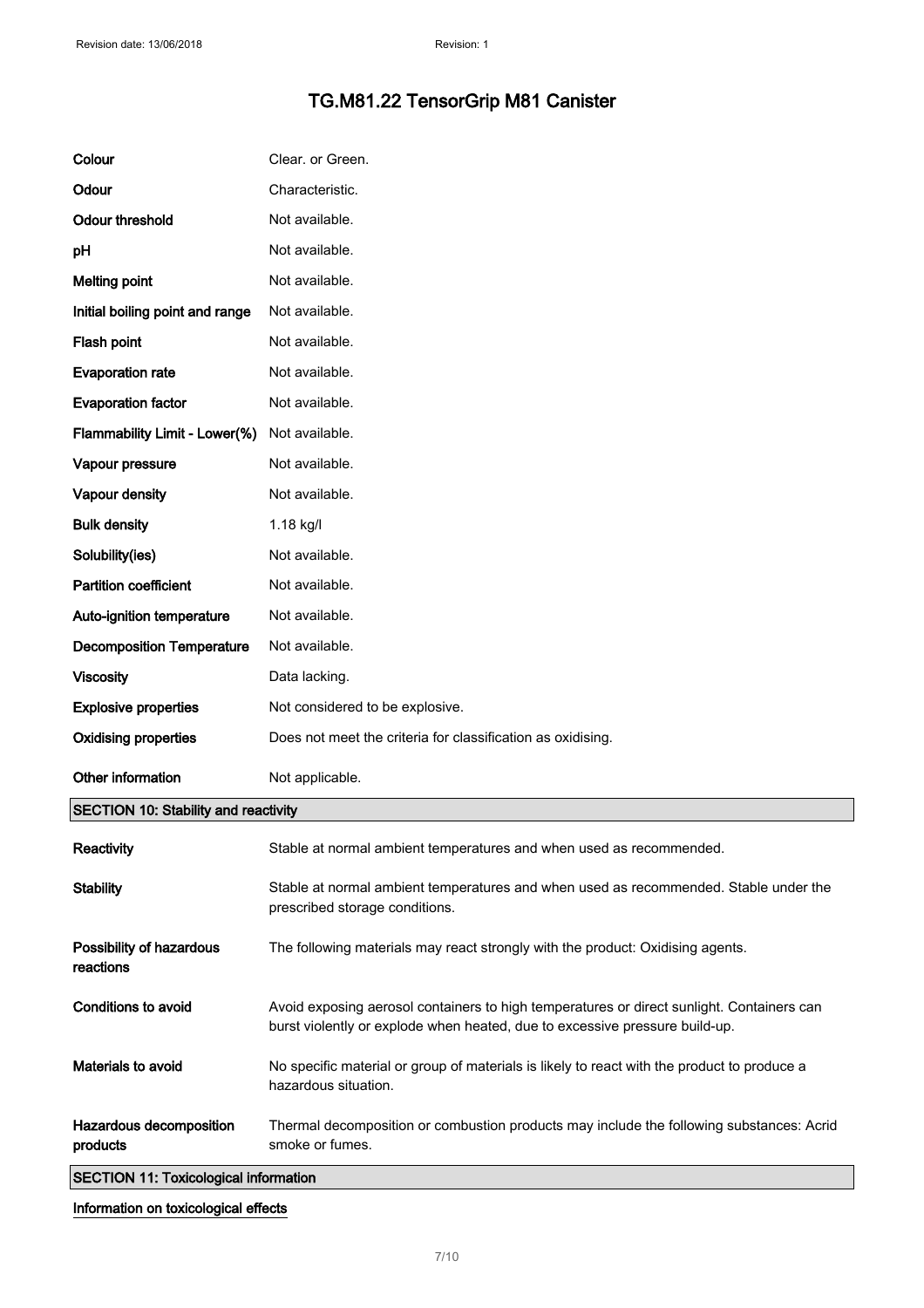| | |
|---|---|
| **Colour** | Clear. or Green. |
| **Odour** | Characteristic. |
| **Odour threshold** | Not available. |
| **pH** | Not available. |
| **Melting point** | Not available. |
| **Initial boiling point and range** | Not available. |
| **Flash point** | Not available. |
| **Evaporation rate** | Not available. |
| **Evaporation factor** | Not available. |
| **Flammability Limit - Lower(%)** | Not available. |
| **Vapour pressure** | Not available. |
| **Vapour density** | Not available. |
| **Bulk density** | 1.18 kg/l |
| **Solubility(ies)** | Not available. |
| **Partition coefficient** | Not available. |
| **Auto-ignition temperature** | Not available. |
| **Decomposition Temperature** | Not available. |
| **Viscosity** | Data lacking. |
| **Explosive properties** | Not considered to be explosive. |
| **Oxidising properties** | Does not meet the criteria for classification as oxidising. |
| **Other information** | Not applicable. |

## SECTION 10: Stability and reactivity

| | |
|---|---|
| **Reactivity** | Stable at normal ambient temperatures and when used as recommended. |
| **Stability** | Stable at normal ambient temperatures and when used as recommended. Stable under the prescribed storage conditions. |
| **Possibility of hazardous reactions** | The following materials may react strongly with the product: Oxidising agents. |
| **Conditions to avoid** | Avoid exposing aerosol containers to high temperatures or direct sunlight. Containers can burst violently or explode when heated, due to excessive pressure build-up. |
| **Materials to avoid** | No specific material or group of materials is likely to react with the product to produce a hazardous situation. |
| **Hazardous decomposition products** | Thermal decomposition or combustion products may include the following substances: Acrid smoke or fumes. |

## SECTION 11: Toxicological information

**Information on toxicological effects**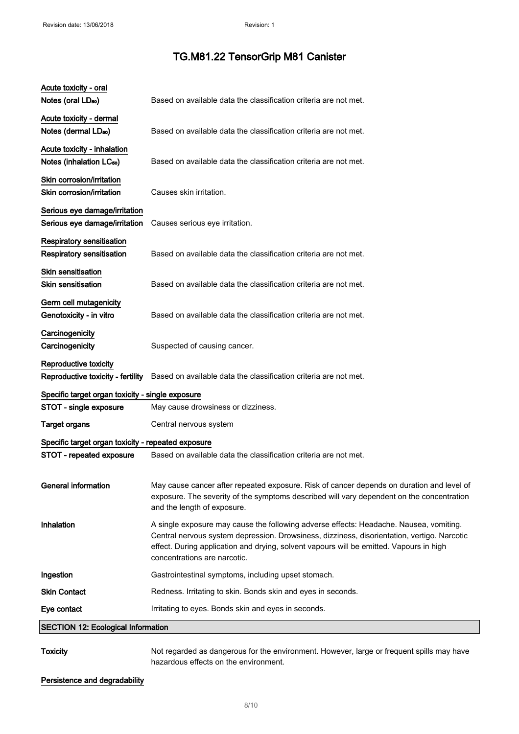# TG.M81.22 TensorGrip M81 Canister

**Acute toxicity - oral**

| | |
|---|---|
| Notes (oral $LD_{50}$) | Based on available data the classification criteria are not met. |

**Acute toxicity - dermal**

| | |
|---|---|
| Notes (dermal $LD_{50}$) | Based on available data the classification criteria are not met. |

**Acute toxicity - inhalation**

| | |
|---|---|
| Notes (inhalation $LC_{50}$) | Based on available data the classification criteria are not met. |

**Skin corrosion/irritation**

| | |
|---|---|
| Skin corrosion/irritation | Causes skin irritation. |

**Serious eye damage/irritation**

| | |
|---|---|
| Serious eye damage/irritation | Causes serious eye irritation. |

**Respiratory sensitisation**

| | |
|---|---|
| Respiratory sensitisation | Based on available data the classification criteria are not met. |

**Skin sensitisation**

| | |
|---|---|
| Skin sensitisation | Based on available data the classification criteria are not met. |

**Germ cell mutagenicity**

| | |
|---|---|
| Genotoxicity - in vitro | Based on available data the classification criteria are not met. |

**Carcinogenicity**

| | |
|---|---|
| Carcinogenicity | Suspected of causing cancer. |

**Reproductive toxicity**

| | |
|---|---|
| Reproductive toxicity - fertility | Based on available data the classification criteria are not met. |

**Specific target organ toxicity - single exposure**

| | |
|---|---|
| STOT - single exposure | May cause drowsiness or dizziness. |
| Target organs | Central nervous system |

**Specific target organ toxicity - repeated exposure**

| | |
|---|---|
| STOT - repeated exposure | Based on available data the classification criteria are not met. |

| | |
|---|---|
| General information | May cause cancer after repeated exposure. Risk of cancer depends on duration and level of exposure. The severity of the symptoms described will vary dependent on the concentration and the length of exposure. |
| Inhalation | A single exposure may cause the following adverse effects: Headache. Nausea, vomiting. Central nervous system depression. Drowsiness, dizziness, disorientation, vertigo. Narcotic effect. During application and drying, solvent vapours will be emitted. Vapours in high concentrations are narcotic. |
| Ingestion | Gastrointestinal symptoms, including upset stomach. |
| Skin Contact | Redness. Irritating to skin. Bonds skin and eyes in seconds. |
| Eye contact | Irritating to eyes. Bonds skin and eyes in seconds. |

## SECTION 12: Ecological Information

| | |
|---|---|
| Toxicity | Not regarded as dangerous for the environment. However, large or frequent spills may have hazardous effects on the environment. |

**Persistence and degradability**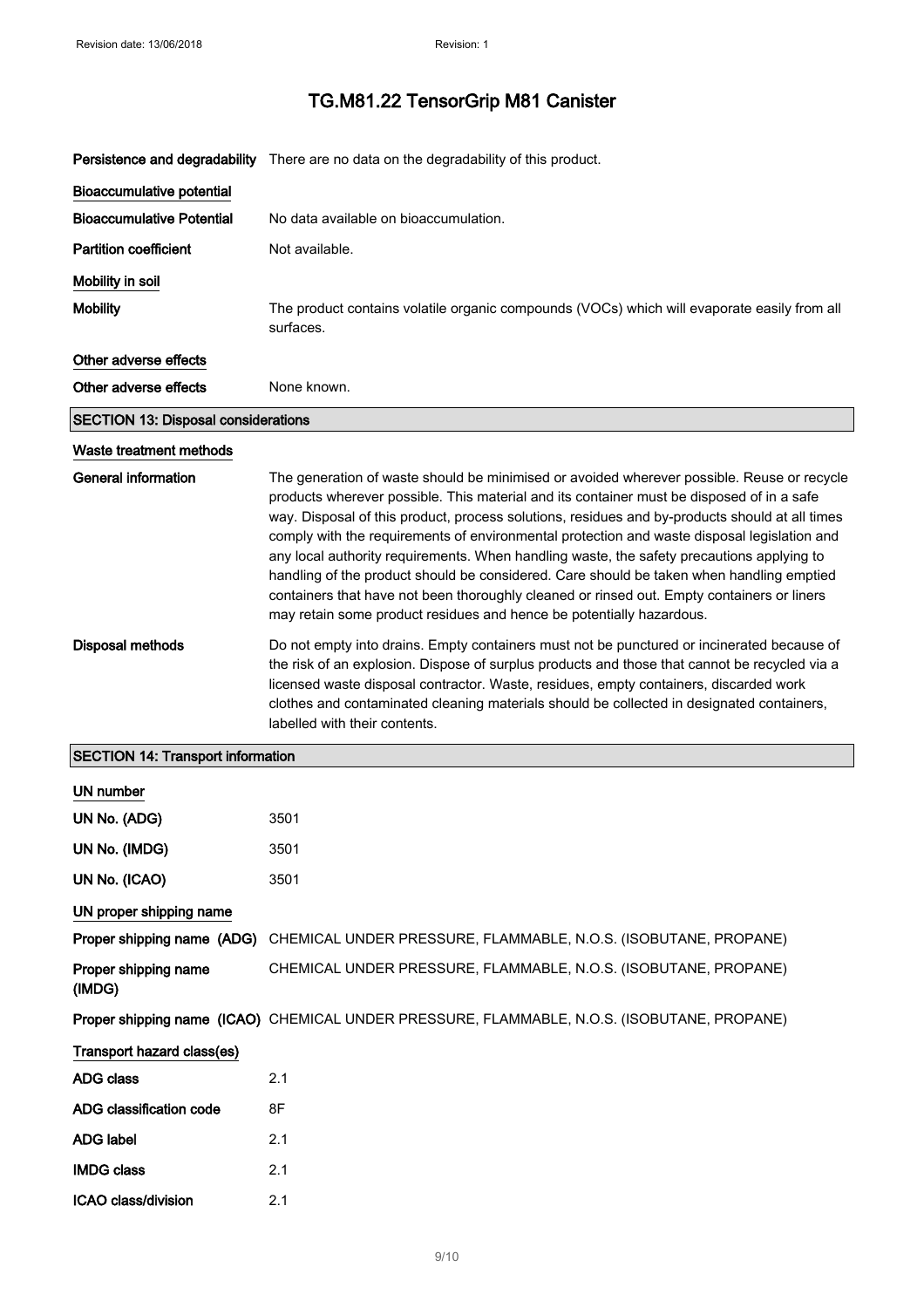**Persistence and degradability** There are no data on the degradability of this product.

**Bioaccumulative potential**

**Bioaccumulative Potential** No data available on bioaccumulation.

**Partition coefficient** Not available.

**Mobility in soil**

**Mobility** The product contains volatile organic compounds (VOCs) which will evaporate easily from all surfaces.

**Other adverse effects**

**Other adverse effects** None known.

## SECTION 13: Disposal considerations

**Waste treatment methods**

**General information** The generation of waste should be minimised or avoided wherever possible. Reuse or recycle products wherever possible. This material and its container must be disposed of in a safe way. Disposal of this product, process solutions, residues and by-products should at all times comply with the requirements of environmental protection and waste disposal legislation and any local authority requirements. When handling waste, the safety precautions applying to handling of the product should be considered. Care should be taken when handling emptied containers that have not been thoroughly cleaned or rinsed out. Empty containers or liners may retain some product residues and hence be potentially hazardous.

**Disposal methods** Do not empty into drains. Empty containers must not be punctured or incinerated because of the risk of an explosion. Dispose of surplus products and those that cannot be recycled via a licensed waste disposal contractor. Waste, residues, empty containers, discarded work clothes and contaminated cleaning materials should be collected in designated containers, labelled with their contents.

## SECTION 14: Transport information

**UN number**

**UN No. (ADG)** 3501

**UN No. (IMDG)** 3501

**UN No. (ICAO)** 3501

**UN proper shipping name**

**Proper shipping name (ADG)** CHEMICAL UNDER PRESSURE, FLAMMABLE, N.O.S. (ISOBUTANE, PROPANE)

**Proper shipping name (IMDG)** CHEMICAL UNDER PRESSURE, FLAMMABLE, N.O.S. (ISOBUTANE, PROPANE)

**Proper shipping name (ICAO)** CHEMICAL UNDER PRESSURE, FLAMMABLE, N.O.S. (ISOBUTANE, PROPANE)

**Transport hazard class(es)**

**ADG class** 2.1

**ADG classification code** 8F

**ADG label** 2.1

**IMDG class** 2.1

**ICAO class/division** 2.1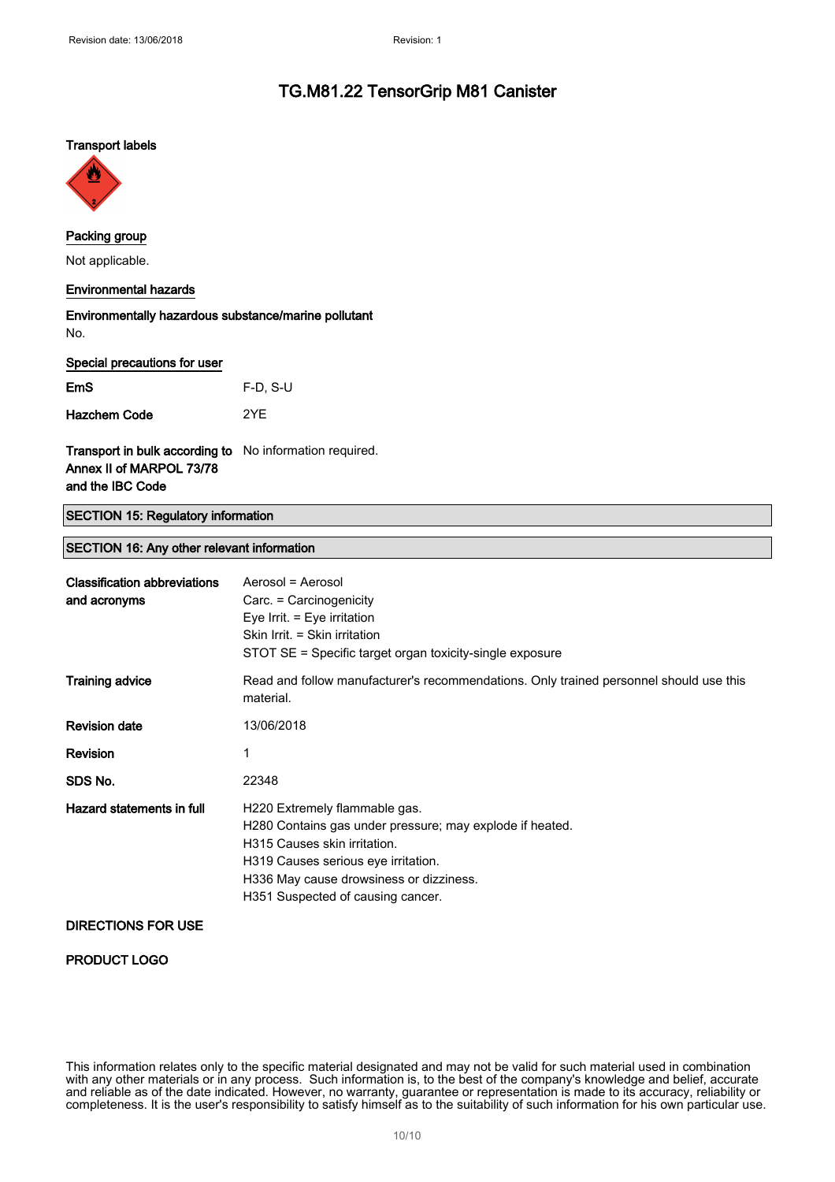# TG.M81.22 TensorGrip M81 Canister

**Transport labels**

**Packing group**

Not applicable.

**Environmental hazards**

**Environmentally hazardous substance/marine pollutant**

No.

**Special precautions for user**

| | |
|---|---|
| **EmS** | F-D, S-U |
| **Hazchem Code** | 2YE |
| **Transport in bulk according to Annex II of MARPOL 73/78 and the IBC Code** | No information required. |

## SECTION 15: Regulatory information

## SECTION 16: Any other relevant information

| | |
|---|---|
| **Classification abbreviations and acronyms** | Aerosol = Aerosol<br>Carc. = Carcinogenicity<br>Eye Irrit. = Eye irritation<br>Skin Irrit. = Skin irritation<br>STOT SE = Specific target organ toxicity-single exposure |
| **Training advice** | Read and follow manufacturer's recommendations. Only trained personnel should use this material. |
| **Revision date** | 13/06/2018 |
| **Revision** | 1 |
| **SDS No.** | 22348 |
| **Hazard statements in full** | H220 Extremely flammable gas.<br>H280 Contains gas under pressure; may explode if heated.<br>H315 Causes skin irritation.<br>H319 Causes serious eye irritation.<br>H336 May cause drowsiness or dizziness.<br>H351 Suspected of causing cancer. |

**DIRECTIONS FOR USE**

**PRODUCT LOGO**

This information relates only to the specific material designated and may not be valid for such material used in combination with any other materials or in any process. Such information is, to the best of the company's knowledge and belief, accurate and reliable as of the date indicated. However, no warranty, guarantee or representation is made to its accuracy, reliability or completeness. It is the user's responsibility to satisfy himself as to the suitability of such information for his own particular use.